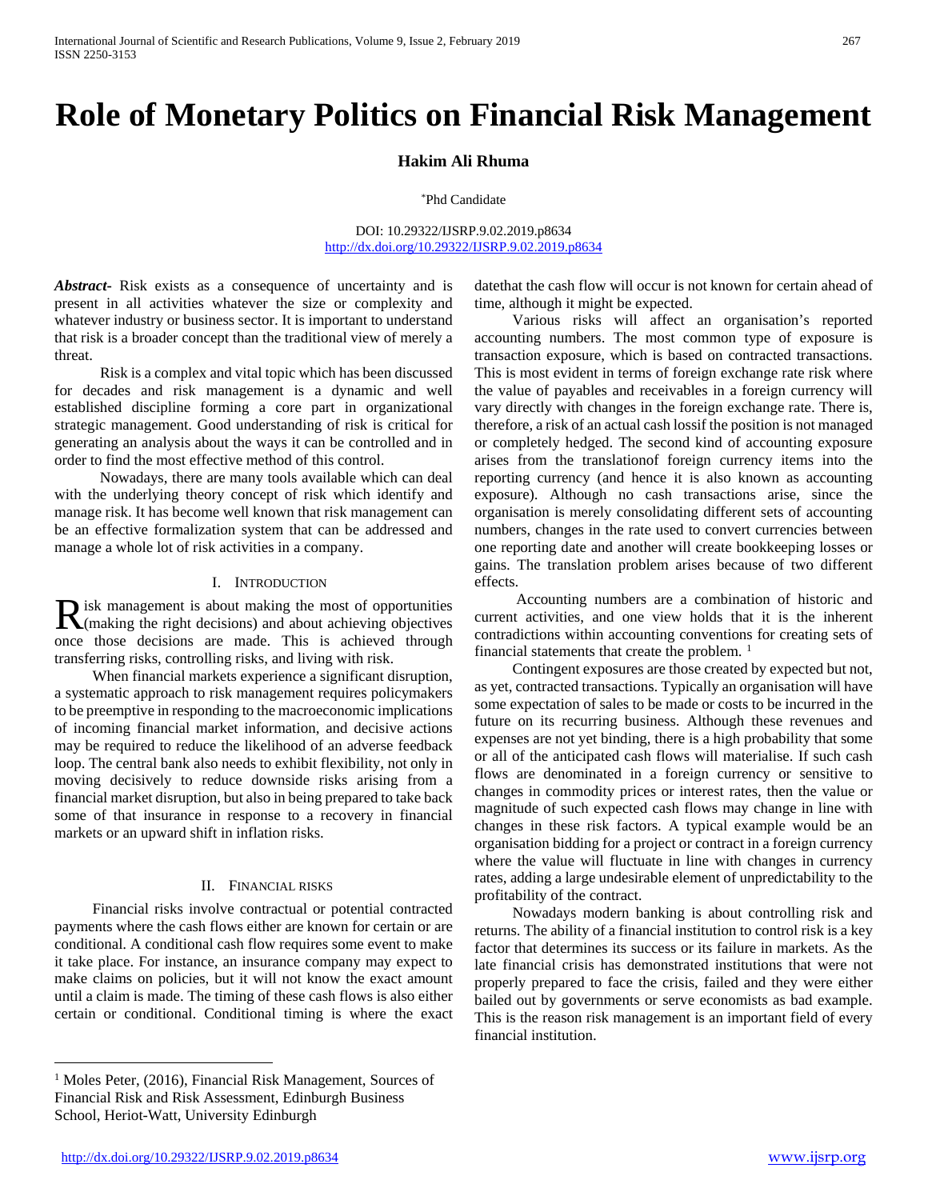// Inline answer omitted for brevity
# Role of Monetary Politics on Financial Risk Management

**Hakim Ali Rhuma**

[*]Phd Candidate

DOI: 10.29322/IJSRP.9.02.2019.p8634
http://dx.doi.org/10.29322/IJSRP.9.02.2019.p8634

***Abstract-*** Risk exists as a consequence of uncertainty and is present in all activities whatever the size or complexity and whatever industry or business sector. It is important to understand that risk is a broader concept than the traditional view of merely a threat.

Risk is a complex and vital topic which has been discussed for decades and risk management is a dynamic and well established discipline forming a core part in organizational strategic management. Good understanding of risk is critical for generating an analysis about the ways it can be controlled and in order to find the most effective method of this control.

Nowadays, there are many tools available which can deal with the underlying theory concept of risk which identify and manage risk. It has become well known that risk management can be an effective formalization system that can be addressed and manage a whole lot of risk activities in a company.

## I. Introduction

Risk management is about making the most of opportunities (making the right decisions) and about achieving objectives once those decisions are made. This is achieved through transferring risks, controlling risks, and living with risk.

When financial markets experience a significant disruption, a systematic approach to risk management requires policymakers to be preemptive in responding to the macroeconomic implications of incoming financial market information, and decisive actions may be required to reduce the likelihood of an adverse feedback loop. The central bank also needs to exhibit flexibility, not only in moving decisively to reduce downside risks arising from a financial market disruption, but also in being prepared to take back some of that insurance in response to a recovery in financial markets or an upward shift in inflation risks.

## II. Financial risks

Financial risks involve contractual or potential contracted payments where the cash flows either are known for certain or are conditional. A conditional cash flow requires some event to make it take place. For instance, an insurance company may expect to make claims on policies, but it will not know the exact amount until a claim is made. The timing of these cash flows is also either certain or conditional. Conditional timing is where the exact datethat the cash flow will occur is not known for certain ahead of time, although it might be expected.

Various risks will affect an organisation's reported accounting numbers. The most common type of exposure is transaction exposure, which is based on contracted transactions. This is most evident in terms of foreign exchange rate risk where the value of payables and receivables in a foreign currency will vary directly with changes in the foreign exchange rate. There is, therefore, a risk of an actual cash lossif the position is not managed or completely hedged. The second kind of accounting exposure arises from the translationof foreign currency items into the reporting currency (and hence it is also known as accounting exposure). Although no cash transactions arise, since the organisation is merely consolidating different sets of accounting numbers, changes in the rate used to convert currencies between one reporting date and another will create bookkeeping losses or gains. The translation problem arises because of two different effects.

Accounting numbers are a combination of historic and current activities, and one view holds that it is the inherent contradictions within accounting conventions for creating sets of financial statements that create the problem. [1]

Contingent exposures are those created by expected but not, as yet, contracted transactions. Typically an organisation will have some expectation of sales to be made or costs to be incurred in the future on its recurring business. Although these revenues and expenses are not yet binding, there is a high probability that some or all of the anticipated cash flows will materialise. If such cash flows are denominated in a foreign currency or sensitive to changes in commodity prices or interest rates, then the value or magnitude of such expected cash flows may change in line with changes in these risk factors. A typical example would be an organisation bidding for a project or contract in a foreign currency where the value will fluctuate in line with changes in currency rates, adding a large undesirable element of unpredictability to the profitability of the contract.

Nowadays modern banking is about controlling risk and returns. The ability of a financial institution to control risk is a key factor that determines its success or its failure in markets. As the late financial crisis has demonstrated institutions that were not properly prepared to face the crisis, failed and they were either bailed out by governments or serve economists as bad example. This is the reason risk management is an important field of every financial institution.

[1] Moles Peter, (2016), Financial Risk Management, Sources of Financial Risk and Risk Assessment, Edinburgh Business School, Heriot-Watt, University Edinburgh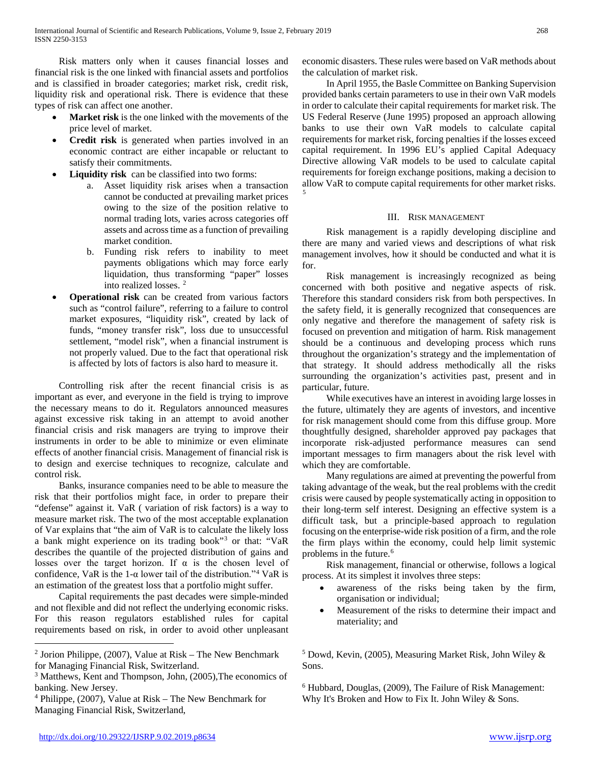Risk matters only when it causes financial losses and financial risk is the one linked with financial assets and portfolios and is classified in broader categories; market risk, credit risk, liquidity risk and operational risk. There is evidence that these types of risk can affect one another.

- **Market risk** is the one linked with the movements of the price level of market.
- **Credit risk** is generated when parties involved in an economic contract are either incapable or reluctant to satisfy their commitments.
- **Liquidity risk** can be classified into two forms:
    a. Asset liquidity risk arises when a transaction cannot be conducted at prevailing market prices owing to the size of the position relative to normal trading lots, varies across categories off assets and across time as a function of prevailing market condition.
    b. Funding risk refers to inability to meet payments obligations which may force early liquidation, thus transforming "paper" losses into realized losses. [2]
- **Operational risk** can be created from various factors such as "control failure", referring to a failure to control market exposures, "liquidity risk", created by lack of funds, "money transfer risk", loss due to unsuccessful settlement, "model risk", when a financial instrument is not properly valued. Due to the fact that operational risk is affected by lots of factors is also hard to measure it.

Controlling risk after the recent financial crisis is as important as ever, and everyone in the field is trying to improve the necessary means to do it. Regulators announced measures against excessive risk taking in an attempt to avoid another financial crisis and risk managers are trying to improve their instruments in order to be able to minimize or even eliminate effects of another financial crisis. Management of financial risk is to design and exercise techniques to recognize, calculate and control risk.

Banks, insurance companies need to be able to measure the risk that their portfolios might face, in order to prepare their "defense" against it. VaR ( variation of risk factors) is a way to measure market risk. The two of the most acceptable explanation of Var explains that "the aim of VaR is to calculate the likely loss a bank might experience on its trading book"[3] or that: "VaR describes the quantile of the projected distribution of gains and losses over the target horizon. If $\alpha$ is the chosen level of confidence, VaR is the 1-$\alpha$ lower tail of the distribution."[4] VaR is an estimation of the greatest loss that a portfolio might suffer.

Capital requirements the past decades were simple-minded and not flexible and did not reflect the underlying economic risks. For this reason regulators established rules for capital requirements based on risk, in order to avoid other unpleasant economic disasters. These rules were based on VaR methods about the calculation of market risk.

In April 1955, the Basle Committee on Banking Supervision provided banks certain parameters to use in their own VaR models in order to calculate their capital requirements for market risk. The US Federal Reserve (June 1995) proposed an approach allowing banks to use their own VaR models to calculate capital requirements for market risk, forcing penalties if the losses exceed capital requirement. In 1996 EU's applied Capital Adequacy Directive allowing VaR models to be used to calculate capital requirements for foreign exchange positions, making a decision to allow VaR to compute capital requirements for other market risks. [5]

## III. Risk Management

Risk management is a rapidly developing discipline and there are many and varied views and descriptions of what risk management involves, how it should be conducted and what it is for.

Risk management is increasingly recognized as being concerned with both positive and negative aspects of risk. Therefore this standard considers risk from both perspectives. In the safety field, it is generally recognized that consequences are only negative and therefore the management of safety risk is focused on prevention and mitigation of harm. Risk management should be a continuous and developing process which runs throughout the organization's strategy and the implementation of that strategy. It should address methodically all the risks surrounding the organization's activities past, present and in particular, future.

While executives have an interest in avoiding large losses in the future, ultimately they are agents of investors, and incentive for risk management should come from this diffuse group. More thoughtfully designed, shareholder approved pay packages that incorporate risk-adjusted performance measures can send important messages to firm managers about the risk level with which they are comfortable.

Many regulations are aimed at preventing the powerful from taking advantage of the weak, but the real problems with the credit crisis were caused by people systematically acting in opposition to their long-term self interest. Designing an effective system is a difficult task, but a principle-based approach to regulation focusing on the enterprise-wide risk position of a firm, and the role the firm plays within the economy, could help limit systemic problems in the future.[6]

Risk management, financial or otherwise, follows a logical process. At its simplest it involves three steps:

- awareness of the risks being taken by the firm, organisation or individual;
- Measurement of the risks to determine their impact and materiality; and

---

[2] Jorion Philippe, (2007), Value at Risk – The New Benchmark for Managing Financial Risk, Switzerland.

[3] Matthews, Kent and Thompson, John, (2005),The economics of banking. New Jersey.

[4] Philippe, (2007), Value at Risk – The New Benchmark for Managing Financial Risk, Switzerland,

[5] Dowd, Kevin, (2005), Measuring Market Risk, John Wiley & Sons.

[6] Hubbard, Douglas, (2009), The Failure of Risk Management: Why It's Broken and How to Fix It. John Wiley & Sons.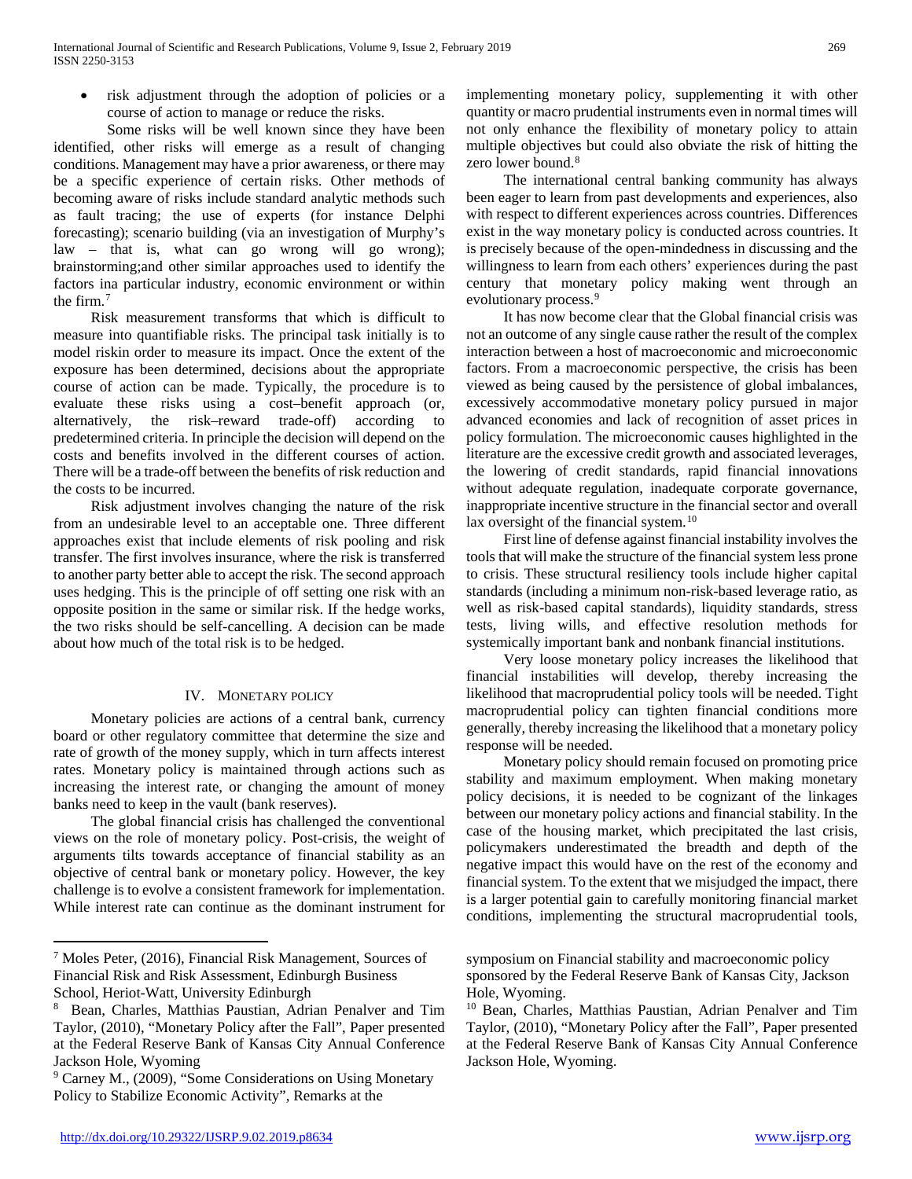- risk adjustment through the adoption of policies or a course of action to manage or reduce the risks.

Some risks will be well known since they have been identified, other risks will emerge as a result of changing conditions. Management may have a prior awareness, or there may be a specific experience of certain risks. Other methods of becoming aware of risks include standard analytic methods such as fault tracing; the use of experts (for instance Delphi forecasting); scenario building (via an investigation of Murphy's law – that is, what can go wrong will go wrong); brainstorming;and other similar approaches used to identify the factors ina particular industry, economic environment or within the firm.[7]

Risk measurement transforms that which is difficult to measure into quantifiable risks. The principal task initially is to model riskin order to measure its impact. Once the extent of the exposure has been determined, decisions about the appropriate course of action can be made. Typically, the procedure is to evaluate these risks using a cost–benefit approach (or, alternatively, the risk–reward trade-off) according to predetermined criteria. In principle the decision will depend on the costs and benefits involved in the different courses of action. There will be a trade-off between the benefits of risk reduction and the costs to be incurred.

Risk adjustment involves changing the nature of the risk from an undesirable level to an acceptable one. Three different approaches exist that include elements of risk pooling and risk transfer. The first involves insurance, where the risk is transferred to another party better able to accept the risk. The second approach uses hedging. This is the principle of off setting one risk with an opposite position in the same or similar risk. If the hedge works, the two risks should be self-cancelling. A decision can be made about how much of the total risk is to be hedged.

## IV. Monetary policy

Monetary policies are actions of a central bank, currency board or other regulatory committee that determine the size and rate of growth of the money supply, which in turn affects interest rates. Monetary policy is maintained through actions such as increasing the interest rate, or changing the amount of money banks need to keep in the vault (bank reserves).

The global financial crisis has challenged the conventional views on the role of monetary policy. Post-crisis, the weight of arguments tilts towards acceptance of financial stability as an objective of central bank or monetary policy. However, the key challenge is to evolve a consistent framework for implementation. While interest rate can continue as the dominant instrument for implementing monetary policy, supplementing it with other quantity or macro prudential instruments even in normal times will not only enhance the flexibility of monetary policy to attain multiple objectives but could also obviate the risk of hitting the zero lower bound.[8]

The international central banking community has always been eager to learn from past developments and experiences, also with respect to different experiences across countries. Differences exist in the way monetary policy is conducted across countries. It is precisely because of the open-mindedness in discussing and the willingness to learn from each others' experiences during the past century that monetary policy making went through an evolutionary process.[9]

It has now become clear that the Global financial crisis was not an outcome of any single cause rather the result of the complex interaction between a host of macroeconomic and microeconomic factors. From a macroeconomic perspective, the crisis has been viewed as being caused by the persistence of global imbalances, excessively accommodative monetary policy pursued in major advanced economies and lack of recognition of asset prices in policy formulation. The microeconomic causes highlighted in the literature are the excessive credit growth and associated leverages, the lowering of credit standards, rapid financial innovations without adequate regulation, inadequate corporate governance, inappropriate incentive structure in the financial sector and overall lax oversight of the financial system.[10]

First line of defense against financial instability involves the tools that will make the structure of the financial system less prone to crisis. These structural resiliency tools include higher capital standards (including a minimum non-risk-based leverage ratio, as well as risk-based capital standards), liquidity standards, stress tests, living wills, and effective resolution methods for systemically important bank and nonbank financial institutions.

Very loose monetary policy increases the likelihood that financial instabilities will develop, thereby increasing the likelihood that macroprudential policy tools will be needed. Tight macroprudential policy can tighten financial conditions more generally, thereby increasing the likelihood that a monetary policy response will be needed.

Monetary policy should remain focused on promoting price stability and maximum employment. When making monetary policy decisions, it is needed to be cognizant of the linkages between our monetary policy actions and financial stability. In the case of the housing market, which precipitated the last crisis, policymakers underestimated the breadth and depth of the negative impact this would have on the rest of the economy and financial system. To the extent that we misjudged the impact, there is a larger potential gain to carefully monitoring financial market conditions, implementing the structural macroprudential tools,

---

[7] Moles Peter, (2016), Financial Risk Management, Sources of Financial Risk and Risk Assessment, Edinburgh Business School, Heriot-Watt, University Edinburgh

[8] Bean, Charles, Matthias Paustian, Adrian Penalver and Tim Taylor, (2010), "Monetary Policy after the Fall", Paper presented at the Federal Reserve Bank of Kansas City Annual Conference Jackson Hole, Wyoming

[9] Carney M., (2009), "Some Considerations on Using Monetary Policy to Stabilize Economic Activity", Remarks at the symposium on Financial stability and macroeconomic policy sponsored by the Federal Reserve Bank of Kansas City, Jackson Hole, Wyoming.

[10] Bean, Charles, Matthias Paustian, Adrian Penalver and Tim Taylor, (2010), "Monetary Policy after the Fall", Paper presented at the Federal Reserve Bank of Kansas City Annual Conference Jackson Hole, Wyoming.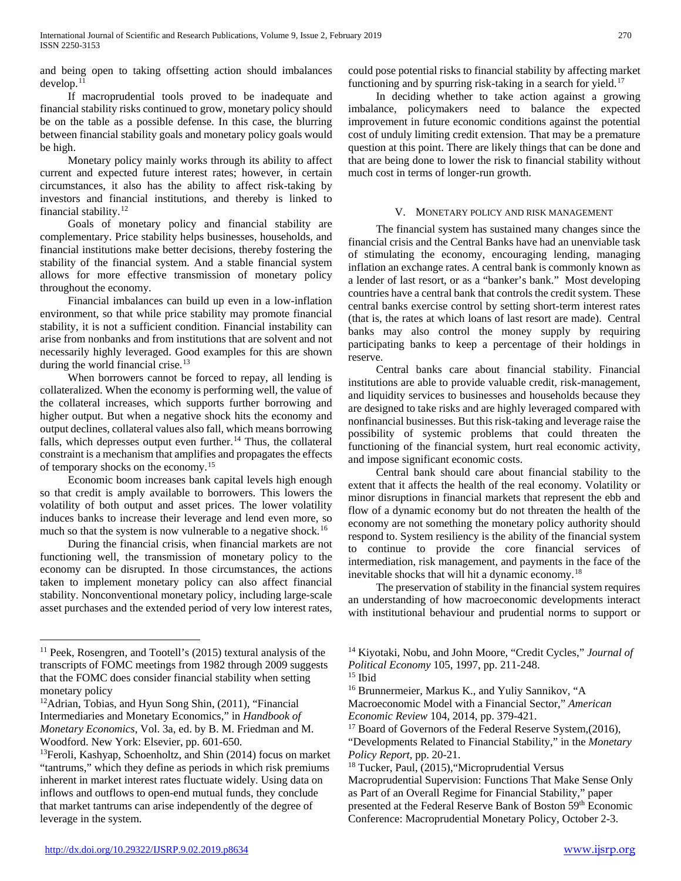and being open to taking offsetting action should imbalances develop.[11]

If macroprudential tools proved to be inadequate and financial stability risks continued to grow, monetary policy should be on the table as a possible defense. In this case, the blurring between financial stability goals and monetary policy goals would be high.

Monetary policy mainly works through its ability to affect current and expected future interest rates; however, in certain circumstances, it also has the ability to affect risk-taking by investors and financial institutions, and thereby is linked to financial stability.[12]

Goals of monetary policy and financial stability are complementary. Price stability helps businesses, households, and financial institutions make better decisions, thereby fostering the stability of the financial system. And a stable financial system allows for more effective transmission of monetary policy throughout the economy.

Financial imbalances can build up even in a low-inflation environment, so that while price stability may promote financial stability, it is not a sufficient condition. Financial instability can arise from nonbanks and from institutions that are solvent and not necessarily highly leveraged. Good examples for this are shown during the world financial crise.[13]

When borrowers cannot be forced to repay, all lending is collateralized. When the economy is performing well, the value of the collateral increases, which supports further borrowing and higher output. But when a negative shock hits the economy and output declines, collateral values also fall, which means borrowing falls, which depresses output even further.[14] Thus, the collateral constraint is a mechanism that amplifies and propagates the effects of temporary shocks on the economy.[15]

Economic boom increases bank capital levels high enough so that credit is amply available to borrowers. This lowers the volatility of both output and asset prices. The lower volatility induces banks to increase their leverage and lend even more, so much so that the system is now vulnerable to a negative shock.[16]

During the financial crisis, when financial markets are not functioning well, the transmission of monetary policy to the economy can be disrupted. In those circumstances, the actions taken to implement monetary policy can also affect financial stability. Nonconventional monetary policy, including large-scale asset purchases and the extended period of very low interest rates, could pose potential risks to financial stability by affecting market functioning and by spurring risk-taking in a search for yield.[17]

In deciding whether to take action against a growing imbalance, policymakers need to balance the expected improvement in future economic conditions against the potential cost of unduly limiting credit extension. That may be a premature question at this point. There are likely things that can be done and that are being done to lower the risk to financial stability without much cost in terms of longer-run growth.

## V. Monetary policy and risk management

The financial system has sustained many changes since the financial crisis and the Central Banks have had an unenviable task of stimulating the economy, encouraging lending, managing inflation an exchange rates. A central bank is commonly known as a lender of last resort, or as a "banker's bank." Most developing countries have a central bank that controls the credit system. These central banks exercise control by setting short-term interest rates (that is, the rates at which loans of last resort are made). Central banks may also control the money supply by requiring participating banks to keep a percentage of their holdings in reserve.

Central banks care about financial stability. Financial institutions are able to provide valuable credit, risk-management, and liquidity services to businesses and households because they are designed to take risks and are highly leveraged compared with nonfinancial businesses. But this risk-taking and leverage raise the possibility of systemic problems that could threaten the functioning of the financial system, hurt real economic activity, and impose significant economic costs.

Central bank should care about financial stability to the extent that it affects the health of the real economy. Volatility or minor disruptions in financial markets that represent the ebb and flow of a dynamic economy but do not threaten the health of the economy are not something the monetary policy authority should respond to. System resiliency is the ability of the financial system to continue to provide the core financial services of intermediation, risk management, and payments in the face of the inevitable shocks that will hit a dynamic economy.[18]

The preservation of stability in the financial system requires an understanding of how macroeconomic developments interact with institutional behaviour and prudential norms to support or

---

[11] Peek, Rosengren, and Tootell's (2015) textural analysis of the transcripts of FOMC meetings from 1982 through 2009 suggests that the FOMC does consider financial stability when setting monetary policy

[12] Adrian, Tobias, and Hyun Song Shin, (2011), "Financial Intermediaries and Monetary Economics," in *Handbook of Monetary Economics*, Vol. 3a, ed. by B. M. Friedman and M. Woodford. New York: Elsevier, pp. 601-650.

[13] Feroli, Kashyap, Schoenholtz, and Shin (2014) focus on market "tantrums," which they define as periods in which risk premiums inherent in market interest rates fluctuate widely. Using data on inflows and outflows to open-end mutual funds, they conclude that market tantrums can arise independently of the degree of leverage in the system.

[14] Kiyotaki, Nobu, and John Moore, "Credit Cycles," *Journal of Political Economy* 105, 1997, pp. 211-248.

[15] Ibid

[16] Brunnermeier, Markus K., and Yuliy Sannikov, "A Macroeconomic Model with a Financial Sector," *American Economic Review* 104, 2014, pp. 379-421.

[17] Board of Governors of the Federal Reserve System,(2016), "Developments Related to Financial Stability," in the *Monetary Policy Report*, pp. 20-21.

[18] Tucker, Paul, (2015),"Microprudential Versus Macroprudential Supervision: Functions That Make Sense Only as Part of an Overall Regime for Financial Stability," paper presented at the Federal Reserve Bank of Boston 59th Economic Conference: Macroprudential Monetary Policy, October 2-3.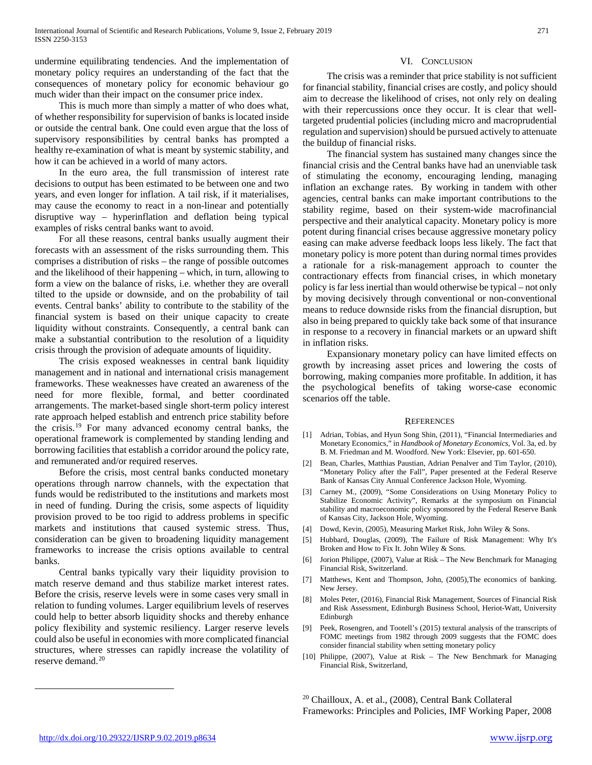undermine equilibrating tendencies. And the implementation of monetary policy requires an understanding of the fact that the consequences of monetary policy for economic behaviour go much wider than their impact on the consumer price index.

This is much more than simply a matter of who does what, of whether responsibility for supervision of banks is located inside or outside the central bank. One could even argue that the loss of supervisory responsibilities by central banks has prompted a healthy re-examination of what is meant by systemic stability, and how it can be achieved in a world of many actors.

In the euro area, the full transmission of interest rate decisions to output has been estimated to be between one and two years, and even longer for inflation. A tail risk, if it materialises, may cause the economy to react in a non-linear and potentially disruptive way – hyperinflation and deflation being typical examples of risks central banks want to avoid.

For all these reasons, central banks usually augment their forecasts with an assessment of the risks surrounding them. This comprises a distribution of risks – the range of possible outcomes and the likelihood of their happening – which, in turn, allowing to form a view on the balance of risks, i.e. whether they are overall tilted to the upside or downside, and on the probability of tail events. Central banks' ability to contribute to the stability of the financial system is based on their unique capacity to create liquidity without constraints. Consequently, a central bank can make a substantial contribution to the resolution of a liquidity crisis through the provision of adequate amounts of liquidity.

The crisis exposed weaknesses in central bank liquidity management and in national and international crisis management frameworks. These weaknesses have created an awareness of the need for more flexible, formal, and better coordinated arrangements. The market-based single short-term policy interest rate approach helped establish and entrench price stability before the crisis.[19] For many advanced economy central banks, the operational framework is complemented by standing lending and borrowing facilities that establish a corridor around the policy rate, and remunerated and/or required reserves.

Before the crisis, most central banks conducted monetary operations through narrow channels, with the expectation that funds would be redistributed to the institutions and markets most in need of funding. During the crisis, some aspects of liquidity provision proved to be too rigid to address problems in specific markets and institutions that caused systemic stress. Thus, consideration can be given to broadening liquidity management frameworks to increase the crisis options available to central banks.

Central banks typically vary their liquidity provision to match reserve demand and thus stabilize market interest rates. Before the crisis, reserve levels were in some cases very small in relation to funding volumes. Larger equilibrium levels of reserves could help to better absorb liquidity shocks and thereby enhance policy flexibility and systemic resiliency. Larger reserve levels could also be useful in economies with more complicated financial structures, where stresses can rapidly increase the volatility of reserve demand.[20]

## VI. Conclusion

The crisis was a reminder that price stability is not sufficient for financial stability, financial crises are costly, and policy should aim to decrease the likelihood of crises, not only rely on dealing with their repercussions once they occur. It is clear that well-targeted prudential policies (including micro and macroprudential regulation and supervision) should be pursued actively to attenuate the buildup of financial risks.

The financial system has sustained many changes since the financial crisis and the Central banks have had an unenviable task of stimulating the economy, encouraging lending, managing inflation an exchange rates. By working in tandem with other agencies, central banks can make important contributions to the stability regime, based on their system-wide macrofinancial perspective and their analytical capacity. Monetary policy is more potent during financial crises because aggressive monetary policy easing can make adverse feedback loops less likely. The fact that monetary policy is more potent than during normal times provides a rationale for a risk-management approach to counter the contractionary effects from financial crises, in which monetary policy is far less inertial than would otherwise be typical – not only by moving decisively through conventional or non-conventional means to reduce downside risks from the financial disruption, but also in being prepared to quickly take back some of that insurance in response to a recovery in financial markets or an upward shift in inflation risks.

Expansionary monetary policy can have limited effects on growth by increasing asset prices and lowering the costs of borrowing, making companies more profitable. In addition, it has the psychological benefits of taking worse-case economic scenarios off the table.

## References

[1] Adrian, Tobias, and Hyun Song Shin, (2011), "Financial Intermediaries and Monetary Economics," in *Handbook of Monetary Economics*, Vol. 3a, ed. by B. M. Friedman and M. Woodford. New York: Elsevier, pp. 601-650.

[2] Bean, Charles, Matthias Paustian, Adrian Penalver and Tim Taylor, (2010), "Monetary Policy after the Fall", Paper presented at the Federal Reserve Bank of Kansas City Annual Conference Jackson Hole, Wyoming.

[3] Carney M., (2009), "Some Considerations on Using Monetary Policy to Stabilize Economic Activity", Remarks at the symposium on Financial stability and macroeconomic policy sponsored by the Federal Reserve Bank of Kansas City, Jackson Hole, Wyoming.

[4] Dowd, Kevin, (2005), Measuring Market Risk, John Wiley & Sons.

[5] Hubbard, Douglas, (2009), The Failure of Risk Management: Why It's Broken and How to Fix It. John Wiley & Sons.

[6] Jorion Philippe, (2007), Value at Risk – The New Benchmark for Managing Financial Risk, Switzerland.

[7] Matthews, Kent and Thompson, John, (2005),The economics of banking. New Jersey.

[8] Moles Peter, (2016), Financial Risk Management, Sources of Financial Risk and Risk Assessment, Edinburgh Business School, Heriot-Watt, University Edinburgh

[9] Peek, Rosengren, and Tootell's (2015) textural analysis of the transcripts of FOMC meetings from 1982 through 2009 suggests that the FOMC does consider financial stability when setting monetary policy

[10] Philippe, (2007), Value at Risk – The New Benchmark for Managing Financial Risk, Switzerland,

[20] Chailloux, A. et al., (2008), Central Bank Collateral Frameworks: Principles and Policies, IMF Working Paper, 2008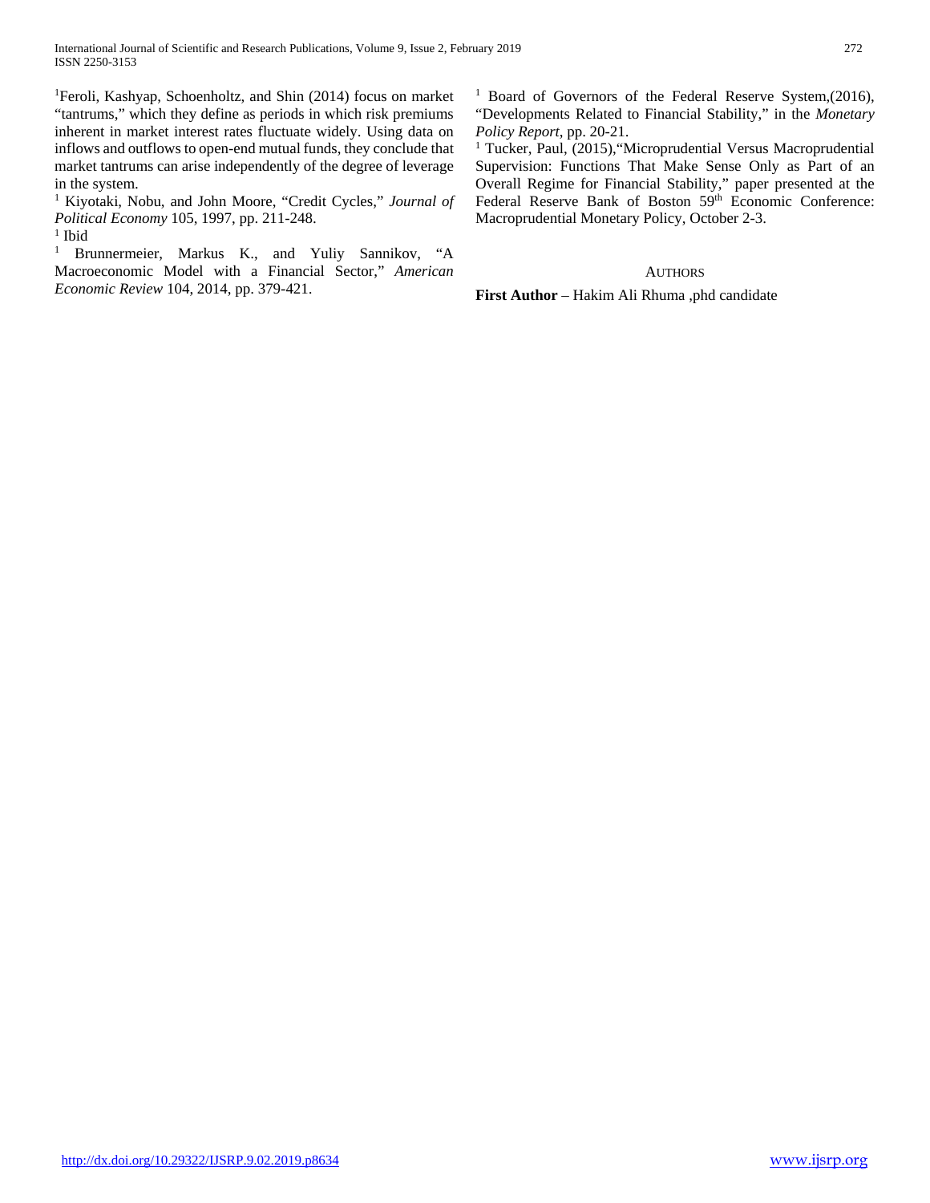[1]Feroli, Kashyap, Schoenholtz, and Shin (2014) focus on market "tantrums," which they define as periods in which risk premiums inherent in market interest rates fluctuate widely. Using data on inflows and outflows to open-end mutual funds, they conclude that market tantrums can arise independently of the degree of leverage in the system.

[1] Kiyotaki, Nobu, and John Moore, "Credit Cycles," *Journal of Political Economy* 105, 1997, pp. 211-248.

[1] Ibid

[1] Brunnermeier, Markus K., and Yuliy Sannikov, "A Macroeconomic Model with a Financial Sector," *American Economic Review* 104, 2014, pp. 379-421.

[1] Board of Governors of the Federal Reserve System,(2016), "Developments Related to Financial Stability," in the *Monetary Policy Report*, pp. 20-21.

[1] Tucker, Paul, (2015),"Microprudential Versus Macroprudential Supervision: Functions That Make Sense Only as Part of an Overall Regime for Financial Stability," paper presented at the Federal Reserve Bank of Boston 59th Economic Conference: Macroprudential Monetary Policy, October 2-3.

## AUTHORS

**First Author** – Hakim Ali Rhuma ,phd candidate

http://dx.doi.org/10.29322/IJSRP.9.02.2019.p8634